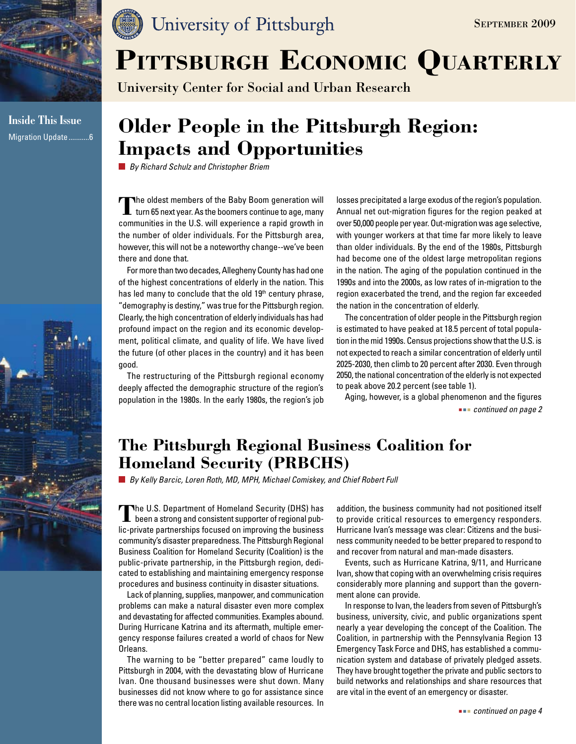University of Pittsburgh

September 2009

# Pittsburgh Economic Quarterly

University Center for Social and Urban Research

**Inside This Issue**

Migration Update ...........6

## Older People in the Pittsburgh Region: Impacts and Opportunities

*By Richard Schulz and Christopher Briem*

The oldest members of the Baby Boom generation will turn 65 next year. As the boomers continue to age, many communities in the U.S. will experience a rapid growth in the number of older individuals. For the Pittsburgh area, however, this will not be a noteworthy change--we've been there and done that.

For more than two decades, Allegheny County has had one of the highest concentrations of elderly in the nation. This has led many to conclude that the old 19th century phrase, "demography is destiny," was true for the Pittsburgh region. Clearly, the high concentration of elderly individuals has had profound impact on the region and its economic development, political climate, and quality of life. We have lived the future (of other places in the country) and it has been good.

The restructuring of the Pittsburgh regional economy deeply affected the demographic structure of the region's population in the 1980s. In the early 1980s, the region's job losses precipitated a large exodus of the region's population. Annual net out-migration figures for the region peaked at over 50,000 people per year. Out-migration was age selective, with younger workers at that time far more likely to leave than older individuals. By the end of the 1980s, Pittsburgh had become one of the oldest large metropolitan regions in the nation. The aging of the population continued in the 1990s and into the 2000s, as low rates of in-migration to the region exacerbated the trend, and the region far exceeded the nation in the concentration of elderly.

The concentration of older people in the Pittsburgh region is estimated to have peaked at 18.5 percent of total population in the mid 1990s. Census projections show that the U.S. is not expected to reach a similar concentration of elderly until 2025-2030, then climb to 20 percent after 2030. Even through 2050, the national concentration of the elderly is not expected to peak above 20.2 percent (see table 1).

Aging, however, is a global phenomenon and the figures

*continued on page 2*

## The Pittsburgh Regional Business Coalition for Homeland Security (PRBCHS)

*By Kelly Barcic, Loren Roth, MD, MPH, Michael Comiskey, and Chief Robert Full*

The U.S. Department of Homeland Security (DHS) has been a strong and consistent supporter of regional public-private partnerships focused on improving the business community's disaster preparedness. The Pittsburgh Regional Business Coalition for Homeland Security (Coalition) is the public-private partnership, in the Pittsburgh region, dedicated to establishing and maintaining emergency response procedures and business continuity in disaster situations.

Lack of planning, supplies, manpower, and communication problems can make a natural disaster even more complex and devastating for affected communities. Examples abound. During Hurricane Katrina and its aftermath, multiple emergency response failures created a world of chaos for New Orleans.

The warning to be "better prepared" came loudly to Pittsburgh in 2004, with the devastating blow of Hurricane Ivan. One thousand businesses were shut down. Many businesses did not know where to go for assistance since there was no central location listing available resources. In addition, the business community had not positioned itself to provide critical resources to emergency responders. Hurricane Ivan's message was clear: Citizens and the business community needed to be better prepared to respond to and recover from natural and man-made disasters.

Events, such as Hurricane Katrina, 9/11, and Hurricane Ivan, show that coping with an overwhelming crisis requires considerably more planning and support than the government alone can provide.

In response to Ivan, the leaders from seven of Pittsburgh's business, university, civic, and public organizations spent nearly a year developing the concept of the Coalition. The Coalition, in partnership with the Pennsylvania Region 13 Emergency Task Force and DHS, has established a communication system and database of privately pledged assets. They have brought together the private and public sectors to build networks and relationships and share resources that are vital in the event of an emergency or disaster.

*continued on page 4*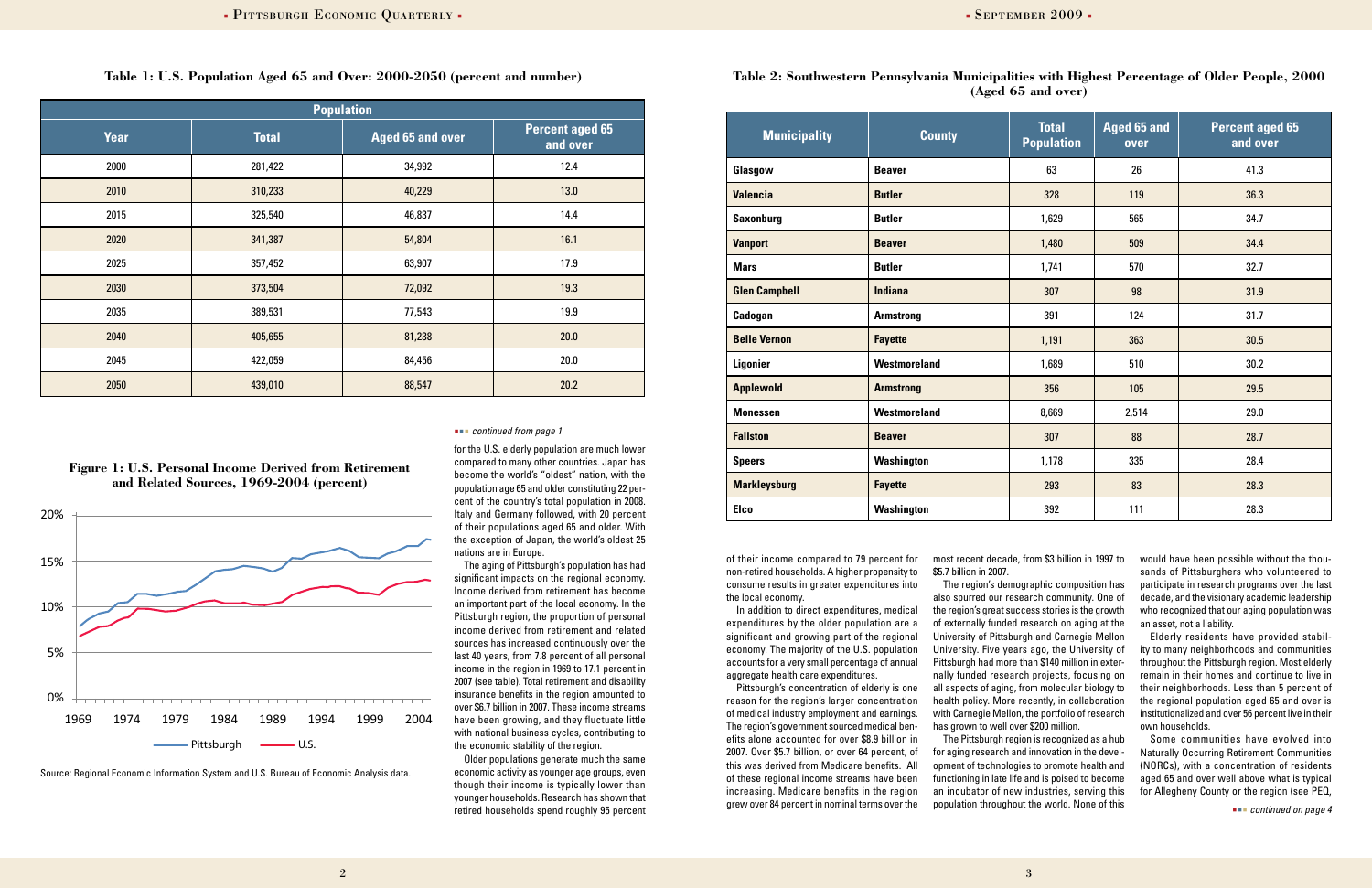**Table 1: U.S. Population Aged 65 and Over: 2000-2050 (percent and number)**

| Population | | | |
|---|---|---|---|
| Year | Total | Aged 65 and over | Percent aged 65 and over |
| 2000 | 281,422 | 34,992 | 12.4 |
| 2010 | 310,233 | 40,229 | 13.0 |
| 2015 | 325,540 | 46,837 | 14.4 |
| 2020 | 341,387 | 54,804 | 16.1 |
| 2025 | 357,452 | 63,907 | 17.9 |
| 2030 | 373,504 | 72,092 | 19.3 |
| 2035 | 389,531 | 77,543 | 19.9 |
| 2040 | 405,655 | 81,238 | 20.0 |
| 2045 | 422,059 | 84,456 | 20.0 |
| 2050 | 439,010 | 88,547 | 20.2 |

**Figure 1: U.S. Personal Income Derived from Retirement and Related Sources, 1969-2004 (percent)**

Source: Regional Economic Information System and U.S. Bureau of Economic Analysis data.

*continued from page 1*

for the U.S. elderly population are much lower compared to many other countries. Japan has become the world's "oldest" nation, with the population age 65 and older constituting 22 percent of the country's total population in 2008. Italy and Germany followed, with 20 percent of their populations aged 65 and older. With the exception of Japan, the world's oldest 25 nations are in Europe.

The aging of Pittsburgh's population has had significant impacts on the regional economy. Income derived from retirement has become an important part of the local economy. In the Pittsburgh region, the proportion of personal income derived from retirement and related sources has increased continuously over the last 40 years, from 7.8 percent of all personal income in the region in 1969 to 17.1 percent in 2007 (see table). Total retirement and disability insurance benefits in the region amounted to over $6.7 billion in 2007. These income streams have been growing, and they fluctuate little with national business cycles, contributing to the economic stability of the region.

Older populations generate much the same economic activity as younger age groups, even though their income is typically lower than younger households. Research has shown that retired households spend roughly 95 percent of their income compared to 79 percent for non-retired households. A higher propensity to consume results in greater expenditures into the local economy.

In addition to direct expenditures, medical expenditures by the older population are a significant and growing part of the regional economy. The majority of the U.S. population accounts for a very small percentage of annual aggregate health care expenditures.

Pittsburgh's concentration of elderly is one reason for the region's larger concentration of medical industry employment and earnings. The region's government sourced medical benefits alone accounted for over $8.9 billion in 2007. Over $5.7 billion, or over 64 percent, of this was derived from Medicare benefits. All of these regional income streams have been increasing. Medicare benefits in the region grew over 84 percent in nominal terms over the most recent decade, from $3 billion in 1997 to $5.7 billion in 2007.

The region's demographic composition has also spurred our research community. One of the region's great success stories is the growth of externally funded research on aging at the University of Pittsburgh and Carnegie Mellon University. Five years ago, the University of Pittsburgh had more than $140 million in externally funded research projects, focusing on all aspects of aging, from molecular biology to health policy. More recently, in collaboration with Carnegie Mellon, the portfolio of research has grown to well over $200 million.

The Pittsburgh region is recognized as a hub for aging research and innovation in the development of technologies to promote health and functioning in late life and is poised to become an incubator of new industries, serving this population throughout the world. None of this would have been possible without the thousands of Pittsburghers who volunteered to participate in research programs over the last decade, and the visionary academic leadership who recognized that our aging population was an asset, not a liability.

Elderly residents have provided stability to many neighborhoods and communities throughout the Pittsburgh region. Most elderly remain in their homes and continue to live in their neighborhoods. Less than 5 percent of the regional population aged 65 and over is institutionalized and over 56 percent live in their own households.

Some communities have evolved into Naturally Occurring Retirement Communities (NORCs), with a concentration of residents aged 65 and over well above what is typical for Allegheny County or the region (see PEQ,

*continued on page 4*

**Table 2: Southwestern Pennsylvania Municipalities with Highest Percentage of Older People, 2000 (Aged 65 and over)**

| Municipality | County | Total Population | Aged 65 and over | Percent aged 65 and over |
|---|---|---|---|---|
| **Glasgow** | **Beaver** | 63 | 26 | 41.3 |
| **Valencia** | **Butler** | 328 | 119 | 36.3 |
| **Saxonburg** | **Butler** | 1,629 | 565 | 34.7 |
| **Vanport** | **Beaver** | 1,480 | 509 | 34.4 |
| **Mars** | **Butler** | 1,741 | 570 | 32.7 |
| **Glen Campbell** | **Indiana** | 307 | 98 | 31.9 |
| **Cadogan** | **Armstrong** | 391 | 124 | 31.7 |
| **Belle Vernon** | **Fayette** | 1,191 | 363 | 30.5 |
| **Ligonier** | **Westmoreland** | 1,689 | 510 | 30.2 |
| **Applewold** | **Armstrong** | 356 | 105 | 29.5 |
| **Monessen** | **Westmoreland** | 8,669 | 2,514 | 29.0 |
| **Fallston** | **Beaver** | 307 | 88 | 28.7 |
| **Speers** | **Washington** | 1,178 | 335 | 28.4 |
| **Markleysburg** | **Fayette** | 293 | 83 | 28.3 |
| **Elco** | **Washington** | 392 | 111 | 28.3 |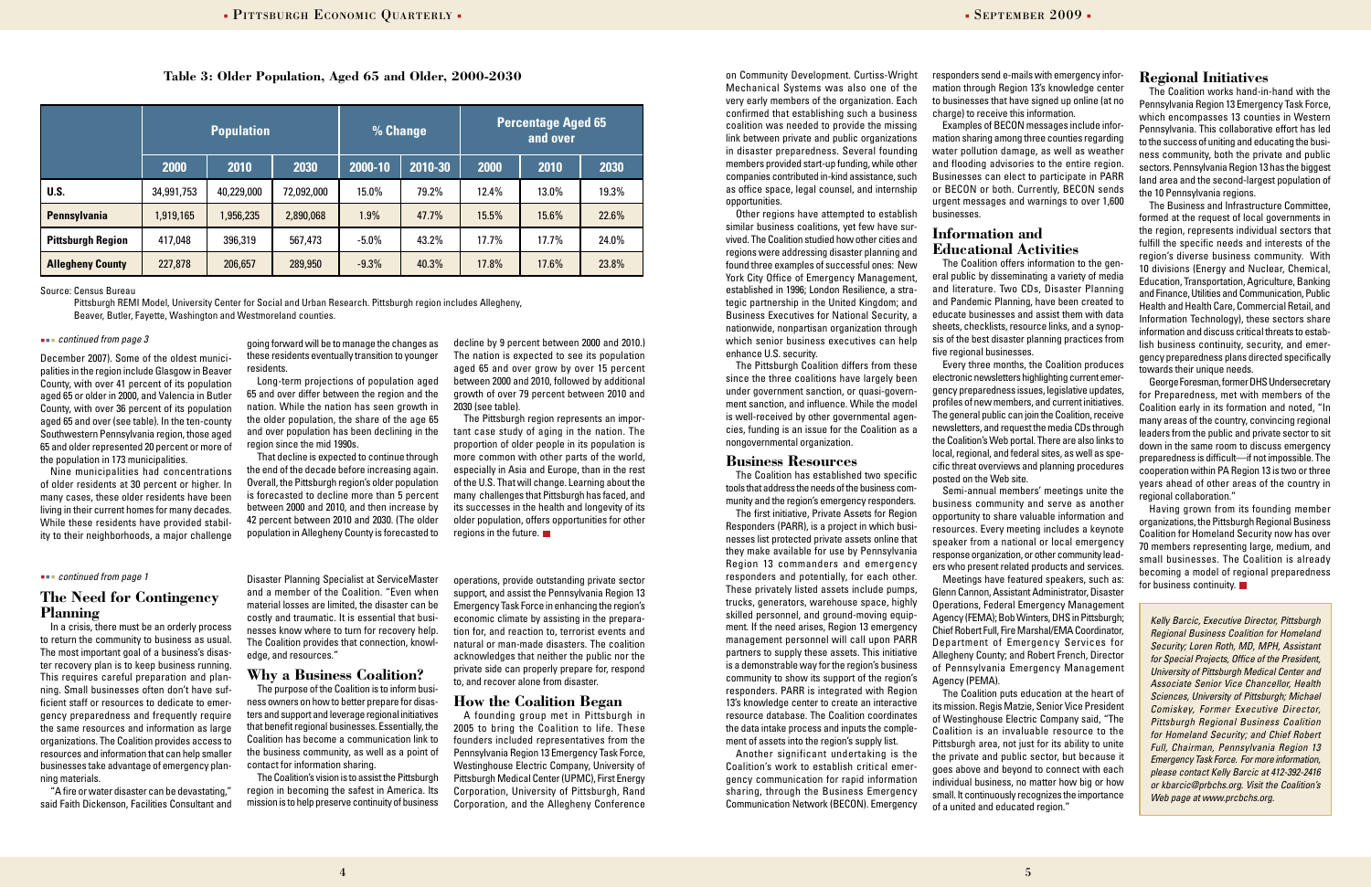**Table 3: Older Population, Aged 65 and Older, 2000-2030**

| | Population | | | % Change | | Percentage Aged 65 and over | | |
|---|---|---|---|---|---|---|---|---|
| | 2000 | 2010 | 2030 | 2000-10 | 2010-30 | 2000 | 2010 | 2030 |
| U.S. | 34,991,753 | 40,229,000 | 72,092,000 | 15.0% | 79.2% | 12.4% | 13.0% | 19.3% |
| Pennsylvania | 1,919,165 | 1,956,235 | 2,890,068 | 1.9% | 47.7% | 15.5% | 15.6% | 22.6% |
| Pittsburgh Region | 417,048 | 396,319 | 567,473 | -5.0% | 43.2% | 17.7% | 17.7% | 24.0% |
| Allegheny County | 227,878 | 206,657 | 289,950 | -9.3% | 40.3% | 17.8% | 17.6% | 23.8% |

Source: Census Bureau

Pittsburgh REMI Model, University Center for Social and Urban Research. Pittsburgh region includes Allegheny, Beaver, Butler, Fayette, Washington and Westmoreland counties.

*continued from page 3*

December 2007). Some of the oldest municipalities in the region include Glasgow in Beaver County, with over 41 percent of its population aged 65 or older in 2000, and Valencia in Butler County, with over 36 percent of its population aged 65 and over (see table). In the ten-county Southwestern Pennsylvania region, those aged 65 and older represented 20 percent or more of the population in 173 municipalities.

Nine municipalities had concentrations of older residents at 30 percent or higher. In many cases, these older residents have been living in their current homes for many decades. While these residents have provided stability to their neighborhoods, a major challenge going forward will be to manage the changes as these residents eventually transition to younger residents.

Long-term projections of population aged 65 and over differ between the region and the nation. While the nation has seen growth in the older population, the share of the age 65 and over population has been declining in the region since the mid 1990s.

That decline is expected to continue through the end of the decade before increasing again. Overall, the Pittsburgh region's older population is forecasted to decline more than 5 percent between 2000 and 2010, and then increase by 42 percent between 2010 and 2030. (The older population in Allegheny County is forecasted to decline by 9 percent between 2000 and 2010.) The nation is expected to see its population aged 65 and over grow by over 15 percent between 2000 and 2010, followed by additional growth of over 79 percent between 2010 and 2030 (see table).

The Pittsburgh region represents an important case study of aging in the nation. The proportion of older people in its population is more common with other parts of the world, especially in Asia and Europe, than in the rest of the U.S. That will change. Learning about the many challenges that Pittsburgh has faced, and its successes in the health and longevity of its older population, offers opportunities for other regions in the future.

*continued from page 1*

## The Need for Contingency Planning

In a crisis, there must be an orderly process to return the community to business as usual. The most important goal of a business's disaster recovery plan is to keep business running. This requires careful preparation and planning. Small businesses often don't have sufficient staff or resources to dedicate to emergency preparedness and frequently require the same resources and information as large organizations. The Coalition provides access to resources and information that can help smaller businesses take advantage of emergency planning materials.

"A fire or water disaster can be devastating," said Faith Dickenson, Facilities Consultant and Disaster Planning Specialist at ServiceMaster and a member of the Coalition. "Even when material losses are limited, the disaster can be costly and traumatic. It is essential that businesses know where to turn for recovery help. The Coalition provides that connection, knowledge, and resources."

## Why a Business Coalition?

The purpose of the Coalition is to inform business owners on how to better prepare for disasters and support and leverage regional initiatives that benefit regional businesses. Essentially, the Coalition has become a communication link to the business community, as well as a point of contact for information sharing.

The Coalition's vision is to assist the Pittsburgh region in becoming the safest in America. Its mission is to help preserve continuity of business operations, provide outstanding private sector support, and assist the Pennsylvania Region 13 Emergency Task Force in enhancing the region's economic climate by assisting in the preparation for, and reaction to, terrorist events and natural or man-made disasters. The coalition acknowledges that neither the public nor the private side can properly prepare for, respond to, and recover alone from disaster.

## How the Coalition Began

A founding group met in Pittsburgh in 2005 to bring the Coalition to life. These founders included representatives from the Pennsylvania Region 13 Emergency Task Force, Westinghouse Electric Company, University of Pittsburgh Medical Center (UPMC), First Energy Corporation, University of Pittsburgh, Rand Corporation, and the Allegheny Conference on Community Development. Curtiss-Wright Mechanical Systems was also one of the very early members of the organization. Each confirmed that establishing such a business coalition was needed to provide the missing link between private and public organizations in disaster preparedness. Several founding members provided start-up funding, while other companies contributed in-kind assistance, such as office space, legal counsel, and internship opportunities.

Other regions have attempted to establish similar business coalitions, yet few have survived. The Coalition studied how other cities and regions were addressing disaster planning and found three examples of successful ones: New York City Office of Emergency Management, established in 1996; London Resilience, a strategic partnership in the United Kingdom; and Business Executives for National Security, a nationwide, nonpartisan organization through which senior business executives can help enhance U.S. security.

The Pittsburgh Coalition differs from these since the three coalitions have largely been under government sanction, or quasi-government sanction, and influence. While the model is well-received by other governmental agencies, funding is an issue for the Coalition as a nongovernmental organization.

## Business Resources

The Coalition has established two specific tools that address the needs of the business community and the region's emergency responders.

The first initiative, Private Assets for Region Responders (PARR), is a project in which businesses list protected private assets online that they make available for use by Pennsylvania Region 13 commanders and emergency responders and potentially, for each other. These privately listed assets include pumps, trucks, generators, warehouse space, highly skilled personnel, and ground-moving equipment. If the need arises, Region 13 emergency management personnel will call upon PARR partners to supply these assets. This initiative is a demonstrable way for the region's business community to show its support of the region's responders. PARR is integrated with Region 13's knowledge center to create an interactive resource database. The Coalition coordinates the data intake process and inputs the complement of assets into the region's supply list.

Another significant undertaking is the Coalition's work to establish critical emergency communication for rapid information sharing, through the Business Emergency Communication Network (BECON). Emergency responders send e-mails with emergency information through Region 13's knowledge center to businesses that have signed up online (at no charge) to receive this information.

Examples of BECON messages include information sharing among three counties regarding water pollution damage, as well as weather and flooding advisories to the entire region. Businesses can elect to participate in PARR or BECON or both. Currently, BECON sends urgent messages and warnings to over 1,600 businesses.

## Information and Educational Activities

The Coalition offers information to the general public by disseminating a variety of media and literature. Two CDs, Disaster Planning and Pandemic Planning, have been created to educate businesses and assist them with data sheets, checklists, resource links, and a synopsis of the best disaster planning practices from five regional businesses.

Every three months, the Coalition produces electronic newsletters highlighting current emergency preparedness issues, legislative updates, profiles of new members, and current initiatives. The general public can join the Coalition, receive newsletters, and request the media CDs through the Coalition's Web portal. There are also links to local, regional, and federal sites, as well as specific threat overviews and planning procedures posted on the Web site.

Semi-annual members' meetings unite the business community and serve as another opportunity to share valuable information and resources. Every meeting includes a keynote speaker from a national or local emergency response organization, or other community leaders who present related products and services.

Meetings have featured speakers, such as: Glenn Cannon, Assistant Administrator, Disaster Operations, Federal Emergency Management Agency (FEMA); Bob Winters, DHS in Pittsburgh; Chief Robert Full, Fire Marshal/EMA Coordinator, Department of Emergency Services for Allegheny County; and Robert French, Director of Pennsylvania Emergency Management Agency (PEMA).

The Coalition puts education at the heart of its mission. Regis Matzie, Senior Vice President of Westinghouse Electric Company said, "The Coalition is an invaluable resource to the Pittsburgh area, not just for its ability to unite the private and public sector, but because it goes above and beyond to connect with each individual business, no matter how big or how small. It continuously recognizes the importance of a united and educated region."

## Regional Initiatives

The Coalition works hand-in-hand with the Pennsylvania Region 13 Emergency Task Force, which encompasses 13 counties in Western Pennsylvania. This collaborative effort has led to the success of uniting and educating the business community, both the private and public sectors. Pennsylvania Region 13 has the biggest land area and the second-largest population of the 10 Pennsylvania regions.

The Business and Infrastructure Committee, formed at the request of local governments in the region, represents individual sectors that fulfill the specific needs and interests of the region's diverse business community. With 10 divisions (Energy and Nuclear, Chemical, Education, Transportation, Agriculture, Banking and Finance, Utilities and Communication, Public Health and Health Care, Commercial Retail, and Information Technology), these sectors share information and discuss critical threats to establish business continuity, security, and emergency preparedness plans directed specifically towards their unique needs.

George Foresman, former DHS Undersecretary for Preparedness, met with members of the Coalition early in its formation and noted, "In many areas of the country, convincing regional leaders from the public and private sector to sit down in the same room to discuss emergency preparedness is difficult—if not impossible. The cooperation within PA Region 13 is two or three years ahead of other areas of the country in regional collaboration."

Having grown from its founding member organizations, the Pittsburgh Regional Business Coalition for Homeland Security now has over 70 members representing large, medium, and small businesses. The Coalition is already becoming a model of regional preparedness for business continuity.

*Kelly Barcic, Executive Director, Pittsburgh Regional Business Coalition for Homeland Security; Loren Roth, MD, MPH, Assistant for Special Projects, Office of the President, University of Pittsburgh Medical Center and Associate Senior Vice Chancellor, Health Sciences, University of Pittsburgh; Michael Comiskey, Former Executive Director, Pittsburgh Regional Business Coalition for Homeland Security; and Chief Robert Full, Chairman, Pennsylvania Region 13 Emergency Task Force. For more information, please contact Kelly Barcic at 412-392-2416 or kbarcic@prbchs.org. Visit the Coalition's Web page at www.prcbchs.org.*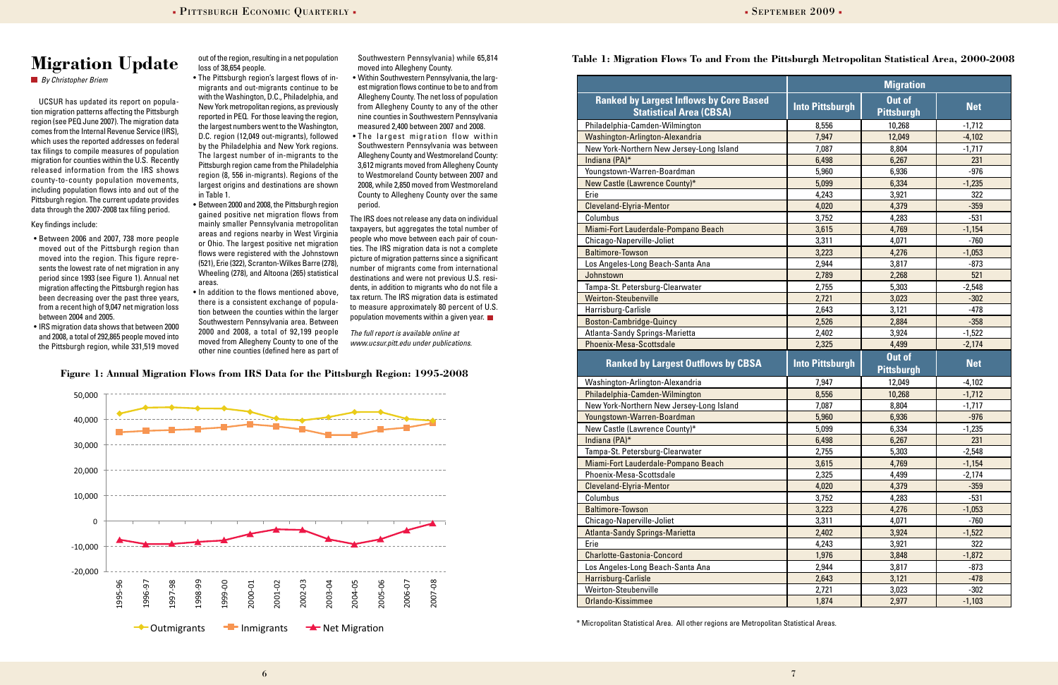# Migration Update

*By Christopher Briem*

UCSUR has updated its report on population migration patterns affecting the Pittsburgh region (see PEQ June 2007). The migration data comes from the Internal Revenue Service (IRS), which uses the reported addresses on federal tax filings to compile measures of population migration for counties within the U.S. Recently released information from the IRS shows county-to-county population movements, including population flows into and out of the Pittsburgh region. The current update provides data through the 2007-2008 tax filing period.

Key findings include:

- Between 2006 and 2007, 738 more people moved out of the Pittsburgh region than moved into the region. This figure represents the lowest rate of net migration in any period since 1993 (see Figure 1). Annual net migration affecting the Pittsburgh region has been decreasing over the past three years, from a recent high of 9,047 net migration loss between 2004 and 2005.
- IRS migration data shows that between 2000 and 2008, a total of 292,865 people moved into the Pittsburgh region, while 331,519 moved out of the region, resulting in a net population loss of 38,654 people.
- The Pittsburgh region's largest flows of in-migrants and out-migrants continue to be with the Washington, D.C., Philadelphia, and New York metropolitan regions, as previously reported in PEQ. For those leaving the region, the largest numbers went to the Washington, D.C. region (12,049 out-migrants), followed by the Philadelphia and New York regions. The largest number of in-migrants to the Pittsburgh region came from the Philadelphia region (8, 556 in-migrants). Regions of the largest origins and destinations are shown in Table 1.
- Between 2000 and 2008, the Pittsburgh region gained positive net migration flows from mainly smaller Pennsylvania metropolitan areas and regions nearby in West Virginia or Ohio. The largest positive net migration flows were registered with the Johnstown (521), Erie (322), Scranton-Wilkes Barre (278), Wheeling (278), and Altoona (265) statistical areas.
- In addition to the flows mentioned above, there is a consistent exchange of population between the counties within the larger Southwestern Pennsylvania area. Between 2000 and 2008, a total of 92,199 people moved from Allegheny County to one of the other nine counties (defined here as part of Southwestern Pennsylvania) while 65,814 moved into Allegheny County.
- Within Southwestern Pennsylvania, the largest migration flows continue to be to and from Allegheny County. The net loss of population from Allegheny County to any of the other nine counties in Southwestern Pennsylvania measured 2,400 between 2007 and 2008.
- The largest migration flow within Southwestern Pennsylvania was between Allegheny County and Westmoreland County: 3,612 migrants moved from Allegheny County to Westmoreland County between 2007 and 2008, while 2,850 moved from Westmoreland County to Allegheny County over the same period.

The IRS does not release any data on individual taxpayers, but aggregates the total number of people who move between each pair of counties. The IRS migration data is not a complete picture of migration patterns since a significant number of migrants come from international destinations and were not previous U.S. residents, in addition to migrants who do not file a tax return. The IRS migration data is estimated to measure approximately 80 percent of U.S. population movements within a given year.

*The full report is available online at www.ucsur.pitt.edu under publications.*

**Figure 1: Annual Migration Flows from IRS Data for the Pittsburgh Region: 1995-2008**

**Table 1: Migration Flows To and From the Pittsburgh Metropolitan Statistical Area, 2000-2008**

| Ranked by Largest Inflows by Core Based Statistical Area (CBSA) | Into Pittsburgh | Out of Pittsburgh | Net |
|---|---|---|---|
| Philadelphia-Camden-Wilmington | 8,556 | 10,268 | -1,712 |
| Washington-Arlington-Alexandria | 7,947 | 12,049 | -4,102 |
| New York-Northern New Jersey-Long Island | 7,087 | 8,804 | -1,717 |
| Indiana (PA)* | 6,498 | 6,267 | 231 |
| Youngstown-Warren-Boardman | 5,960 | 6,936 | -976 |
| New Castle (Lawrence County)* | 5,099 | 6,334 | -1,235 |
| Erie | 4,243 | 3,921 | 322 |
| Cleveland-Elyria-Mentor | 4,020 | 4,379 | -359 |
| Columbus | 3,752 | 4,283 | -531 |
| Miami-Fort Lauderdale-Pompano Beach | 3,615 | 4,769 | -1,154 |
| Chicago-Naperville-Joliet | 3,311 | 4,071 | -760 |
| Baltimore-Towson | 3,223 | 4,276 | -1,053 |
| Los Angeles-Long Beach-Santa Ana | 2,944 | 3,817 | -873 |
| Johnstown | 2,789 | 2,268 | 521 |
| Tampa-St. Petersburg-Clearwater | 2,755 | 5,303 | -2,548 |
| Weirton-Steubenville | 2,721 | 3,023 | -302 |
| Harrisburg-Carlisle | 2,643 | 3,121 | -478 |
| Boston-Cambridge-Quincy | 2,526 | 2,884 | -358 |
| Atlanta-Sandy Springs-Marietta | 2,402 | 3,924 | -1,522 |
| Phoenix-Mesa-Scottsdale | 2,325 | 4,499 | -2,174 |
| **Ranked by Largest Outflows by CBSA** | **Into Pittsburgh** | **Out of Pittsburgh** | **Net** |
| Washington-Arlington-Alexandria | 7,947 | 12,049 | -4,102 |
| Philadelphia-Camden-Wilmington | 8,556 | 10,268 | -1,712 |
| New York-Northern New Jersey-Long Island | 7,087 | 8,804 | -1,717 |
| Youngstown-Warren-Boardman | 5,960 | 6,936 | -976 |
| New Castle (Lawrence County)* | 5,099 | 6,334 | -1,235 |
| Indiana (PA)* | 6,498 | 6,267 | 231 |
| Tampa-St. Petersburg-Clearwater | 2,755 | 5,303 | -2,548 |
| Miami-Fort Lauderdale-Pompano Beach | 3,615 | 4,769 | -1,154 |
| Phoenix-Mesa-Scottsdale | 2,325 | 4,499 | -2,174 |
| Cleveland-Elyria-Mentor | 4,020 | 4,379 | -359 |
| Columbus | 3,752 | 4,283 | -531 |
| Baltimore-Towson | 3,223 | 4,276 | -1,053 |
| Chicago-Naperville-Joliet | 3,311 | 4,071 | -760 |
| Atlanta-Sandy Springs-Marietta | 2,402 | 3,924 | -1,522 |
| Erie | 4,243 | 3,921 | 322 |
| Charlotte-Gastonia-Concord | 1,976 | 3,848 | -1,872 |
| Los Angeles-Long Beach-Santa Ana | 2,944 | 3,817 | -873 |
| Harrisburg-Carlisle | 2,643 | 3,121 | -478 |
| Weirton-Steubenville | 2,721 | 3,023 | -302 |
| Orlando-Kissimmee | 1,874 | 2,977 | -1,103 |

\* Micropolitan Statistical Area. All other regions are Metropolitan Statistical Areas.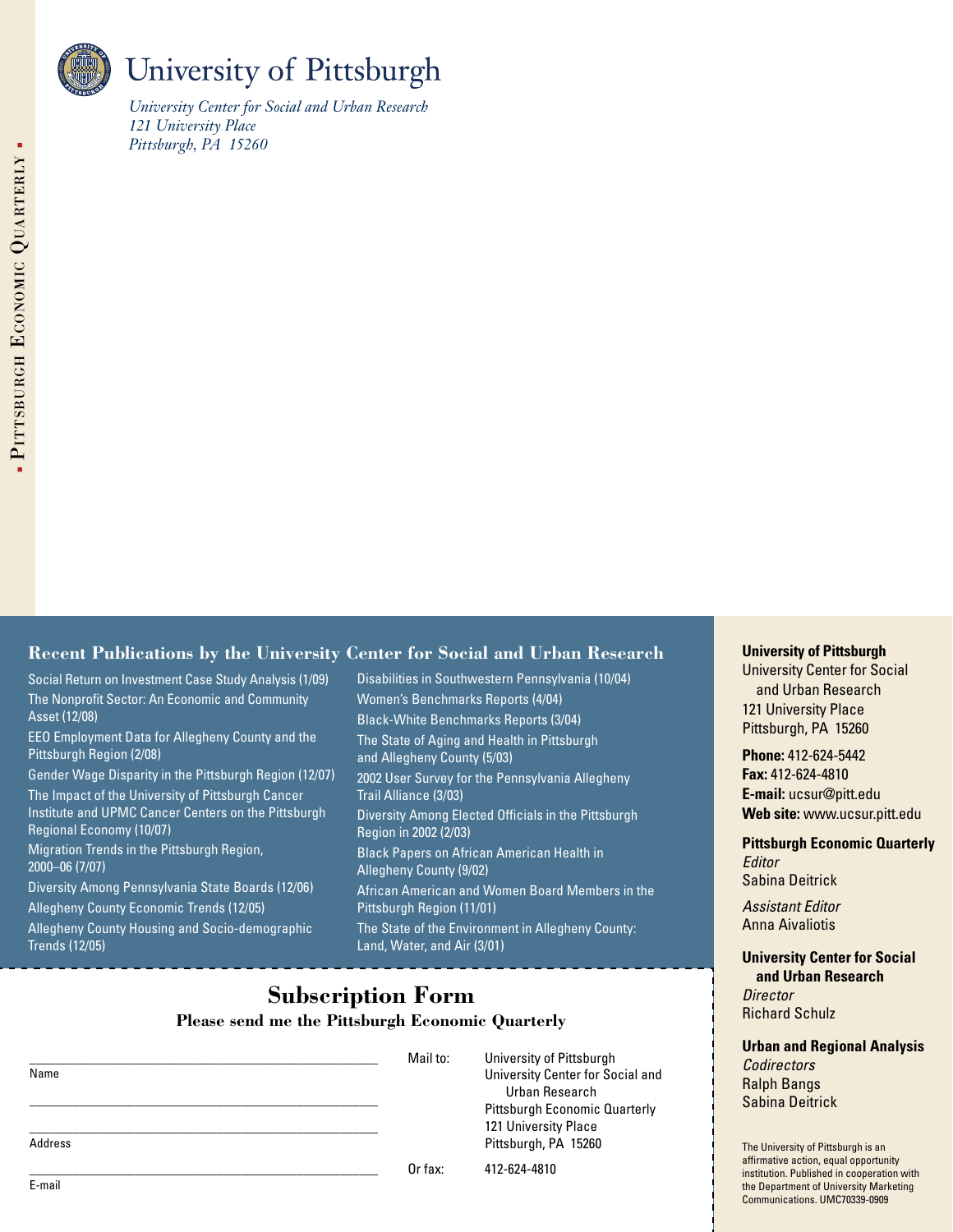# University of Pittsburgh

*University Center for Social and Urban Research*
*121 University Place*
*Pittsburgh, PA 15260*

## Recent Publications by the University Center for Social and Urban Research

- Social Return on Investment Case Study Analysis (1/09)
- The Nonprofit Sector: An Economic and Community Asset (12/08)
- EEO Employment Data for Allegheny County and the Pittsburgh Region (2/08)
- Gender Wage Disparity in the Pittsburgh Region (12/07)
- The Impact of the University of Pittsburgh Cancer Institute and UPMC Cancer Centers on the Pittsburgh Regional Economy (10/07)
- Migration Trends in the Pittsburgh Region, 2000–06 (7/07)
- Diversity Among Pennsylvania State Boards (12/06)
- Allegheny County Economic Trends (12/05)
- Allegheny County Housing and Socio-demographic Trends (12/05)
- Disabilities in Southwestern Pennsylvania (10/04)
- Women's Benchmarks Reports (4/04)
- Black-White Benchmarks Reports (3/04)
- The State of Aging and Health in Pittsburgh and Allegheny County (5/03)
- 2002 User Survey for the Pennsylvania Allegheny Trail Alliance (3/03)
- Diversity Among Elected Officials in the Pittsburgh Region in 2002 (2/03)
- Black Papers on African American Health in Allegheny County (9/02)
- African American and Women Board Members in the Pittsburgh Region (11/01)
- The State of the Environment in Allegheny County: Land, Water, and Air (3/01)

## Subscription Form

**Please send me the Pittsburgh Economic Quarterly**

Name ____________________

Address ____________________

E-mail ____________________

Mail to: University of Pittsburgh
University Center for Social and Urban Research
Pittsburgh Economic Quarterly
121 University Place
Pittsburgh, PA 15260

Or fax: 412-624-4810

**University of Pittsburgh**
University Center for Social and Urban Research
121 University Place
Pittsburgh, PA 15260

**Phone:** 412-624-5442
**Fax:** 412-624-4810
**E-mail:** ucsur@pitt.edu
**Web site:** www.ucsur.pitt.edu

**Pittsburgh Economic Quarterly**
*Editor*
Sabina Deitrick

*Assistant Editor*
Anna Aivaliotis

**University Center for Social and Urban Research**
*Director*
Richard Schulz

**Urban and Regional Analysis**
*Codirectors*
Ralph Bangs
Sabina Deitrick

The University of Pittsburgh is an affirmative action, equal opportunity institution. Published in cooperation with the Department of University Marketing Communications. UMC70339-0909